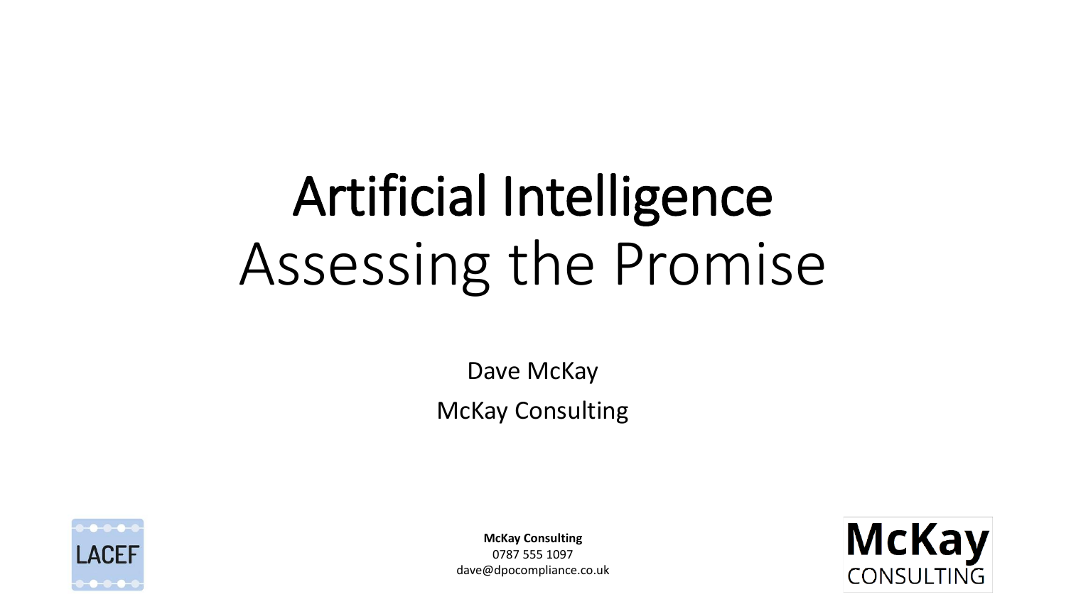# Artificial Intelligence
## Assessing the Promise

Dave McKay

McKay Consulting

LACEF

**McKay Consulting**
0787 555 1097
dave@dpocompliance.co.uk

McKay CONSULTING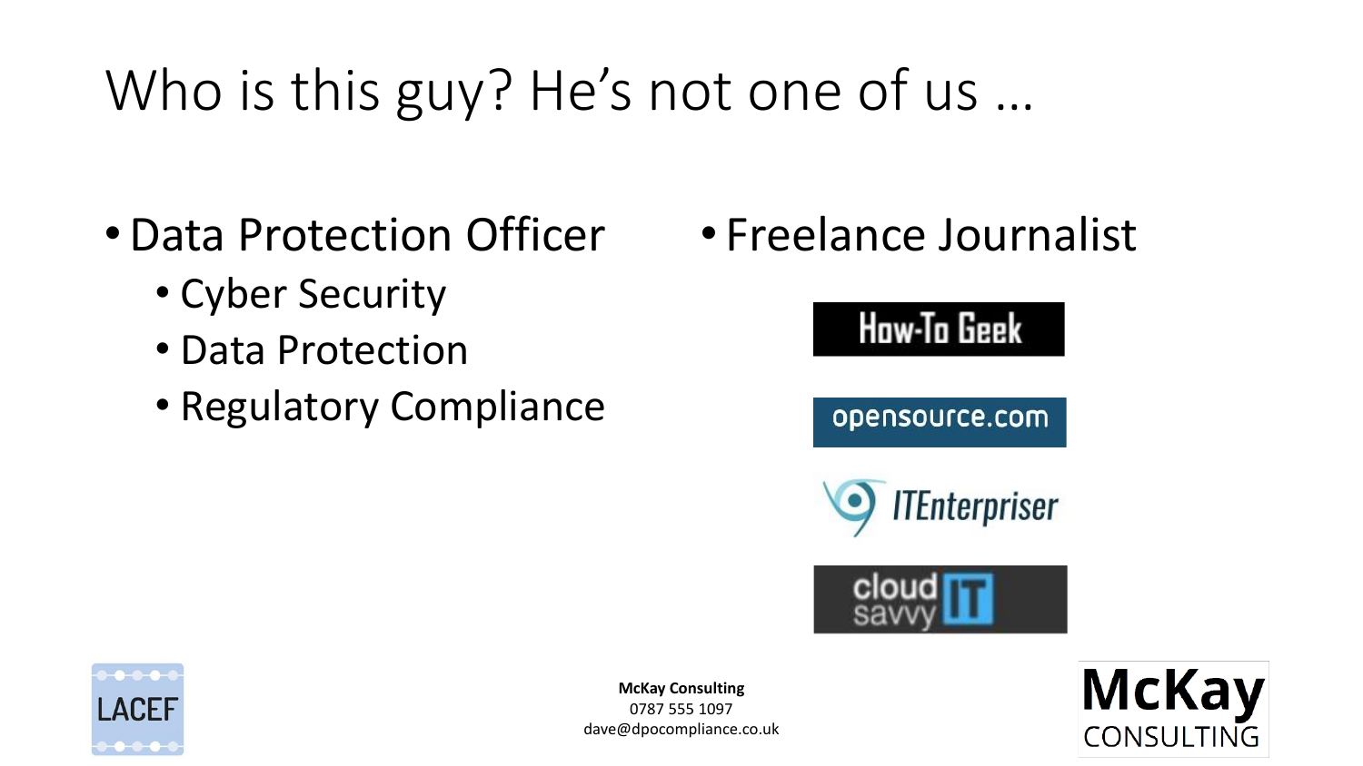# Who is this guy? He's not one of us …

- Data Protection Officer
  - Cyber Security
  - Data Protection
  - Regulatory Compliance

- Freelance Journalist

How-To Geek

opensource.com

ITEnterpriser

cloud savvy IT

LACEF

**McKay Consulting**
0787 555 1097
dave@dpocompliance.co.uk

McKay CONSULTING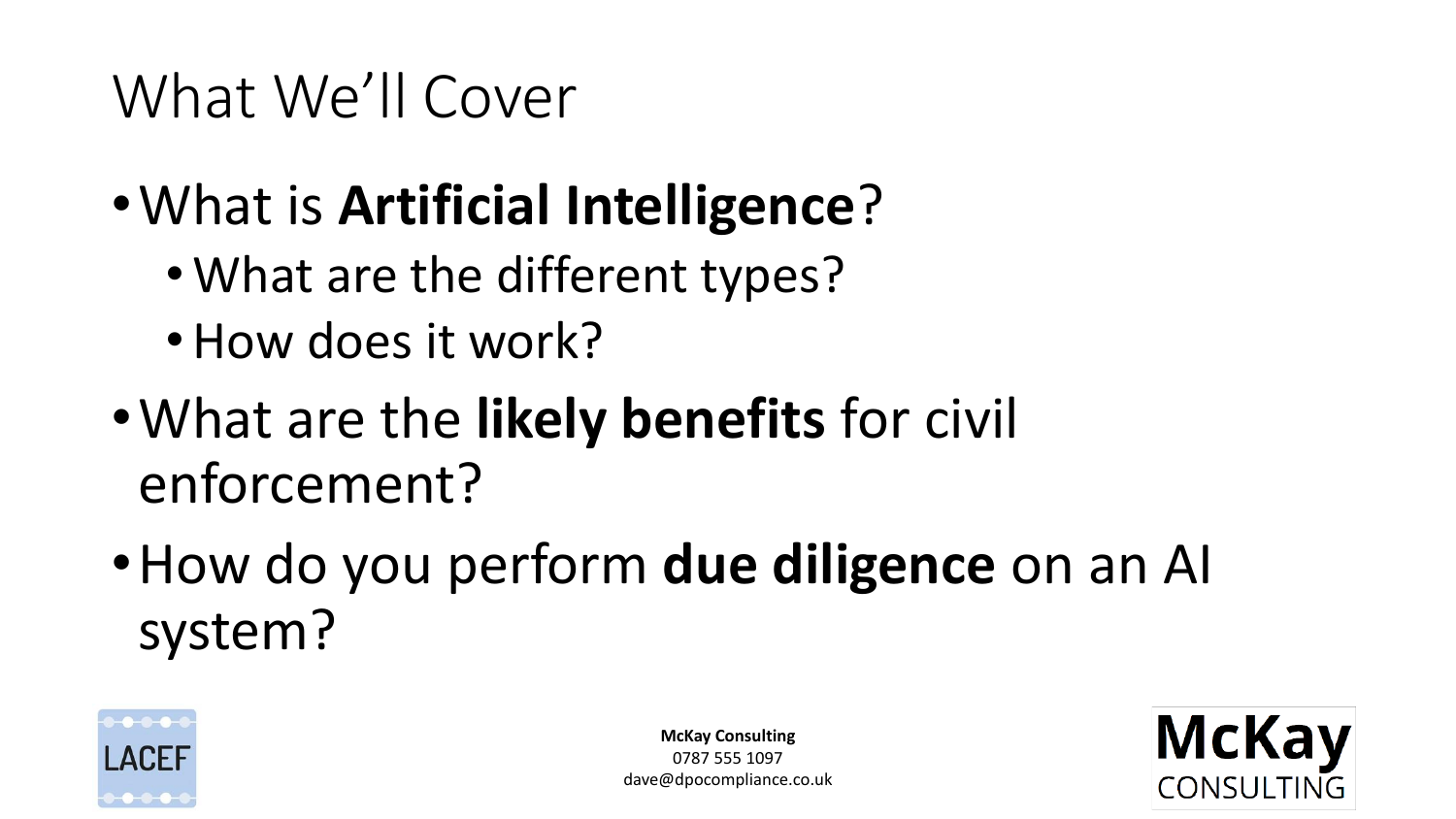# What We'll Cover

- What is **Artificial Intelligence**?
  - What are the different types?
  - How does it work?
- What are the **likely benefits** for civil enforcement?
- How do you perform **due diligence** on an AI system?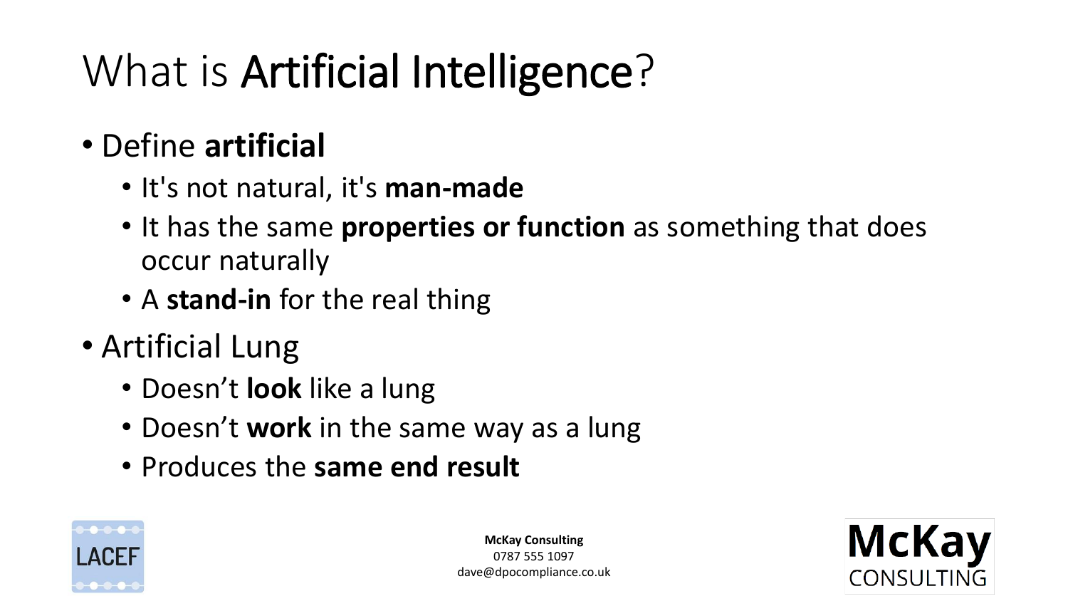# What is **Artificial Intelligence**?

- Define **artificial**
  - It's not natural, it's **man-made**
  - It has the same **properties or function** as something that does occur naturally
  - A **stand-in** for the real thing
- Artificial Lung
  - Doesn't **look** like a lung
  - Doesn't **work** in the same way as a lung
  - Produces the **same end result**

**McKay Consulting**
0787 555 1097
dave@dpocompliance.co.uk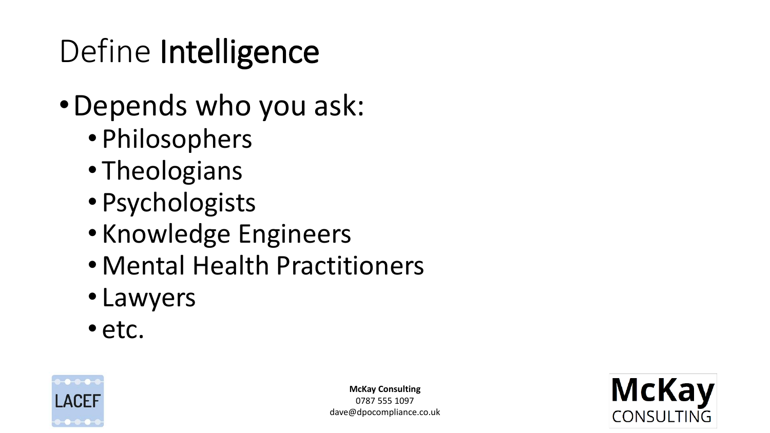# Define **Intelligence**

- Depends who you ask:
  - Philosophers
  - Theologians
  - Psychologists
  - Knowledge Engineers
  - Mental Health Practitioners
  - Lawyers
  - etc.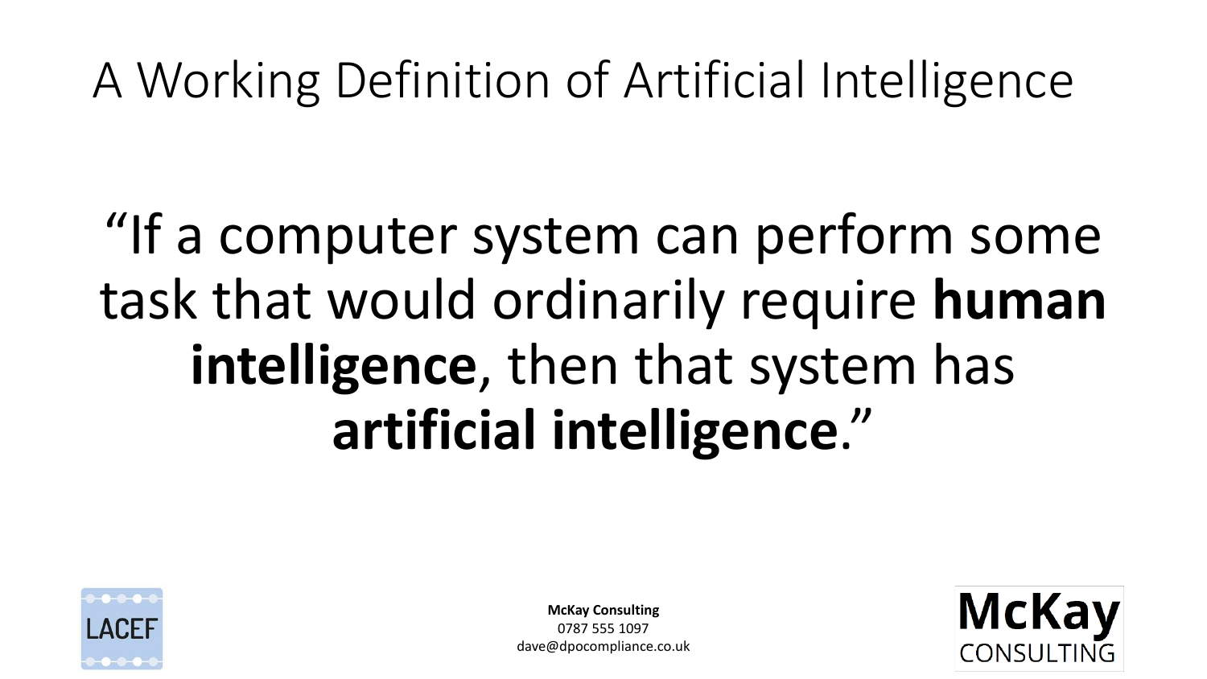# A Working Definition of Artificial Intelligence

"If a computer system can perform some task that would ordinarily require **human intelligence**, then that system has **artificial intelligence**."

LACEF

**McKay Consulting**
0787 555 1097
dave@dpocompliance.co.uk

McKay CONSULTING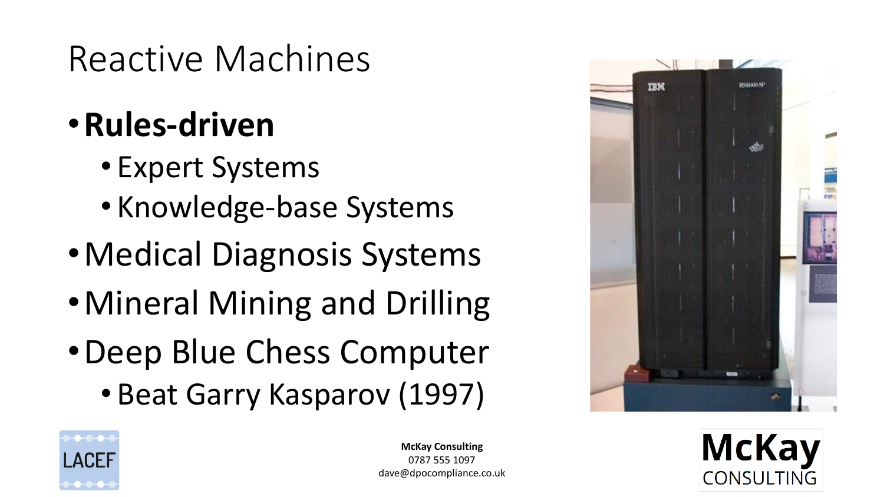# Reactive Machines

- **Rules-driven**
  - Expert Systems
  - Knowledge-base Systems
- Medical Diagnosis Systems
- Mineral Mining and Drilling
- Deep Blue Chess Computer
  - Beat Garry Kasparov (1997)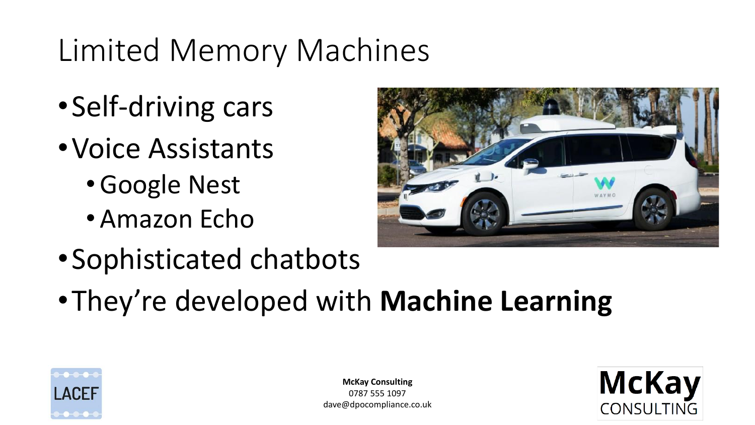# Limited Memory Machines

- Self-driving cars
- Voice Assistants
  - Google Nest
  - Amazon Echo
- Sophisticated chatbots
- They're developed with **Machine Learning**

**McKay Consulting**
0787 555 1097
dave@dpocompliance.co.uk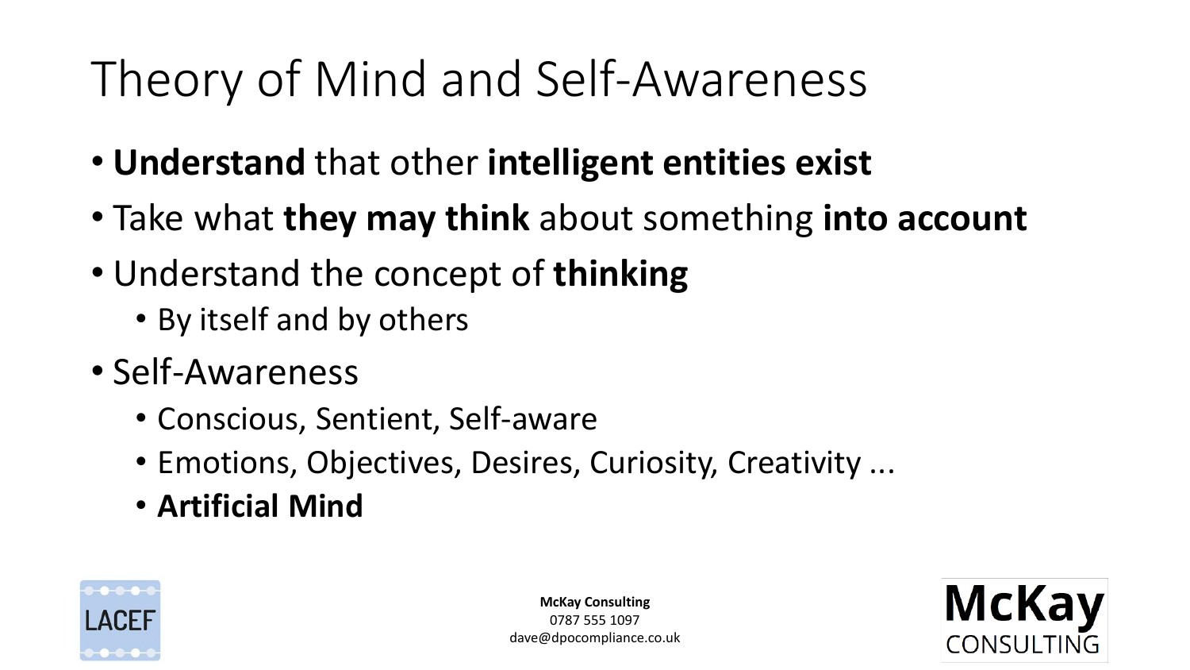# Theory of Mind and Self-Awareness

- **Understand** that other **intelligent entities exist**
- Take what **they may think** about something **into account**
- Understand the concept of **thinking**
  - By itself and by others
- Self-Awareness
  - Conscious, Sentient, Self-aware
  - Emotions, Objectives, Desires, Curiosity, Creativity ...
  - **Artificial Mind**

**McKay Consulting**
0787 555 1097
dave@dpocompliance.co.uk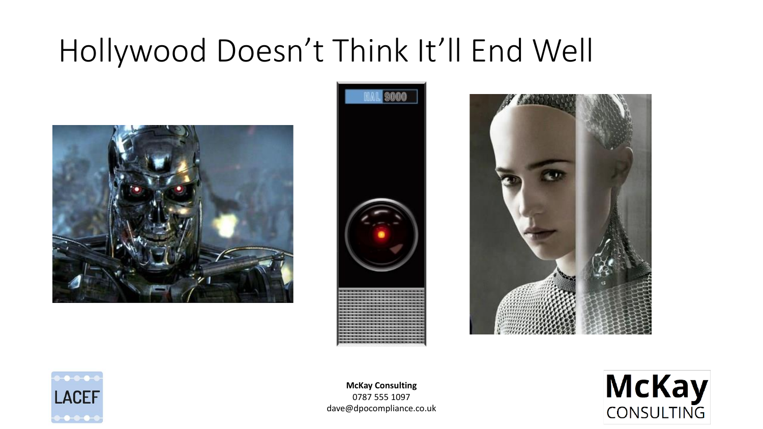# Hollywood Doesn't Think It'll End Well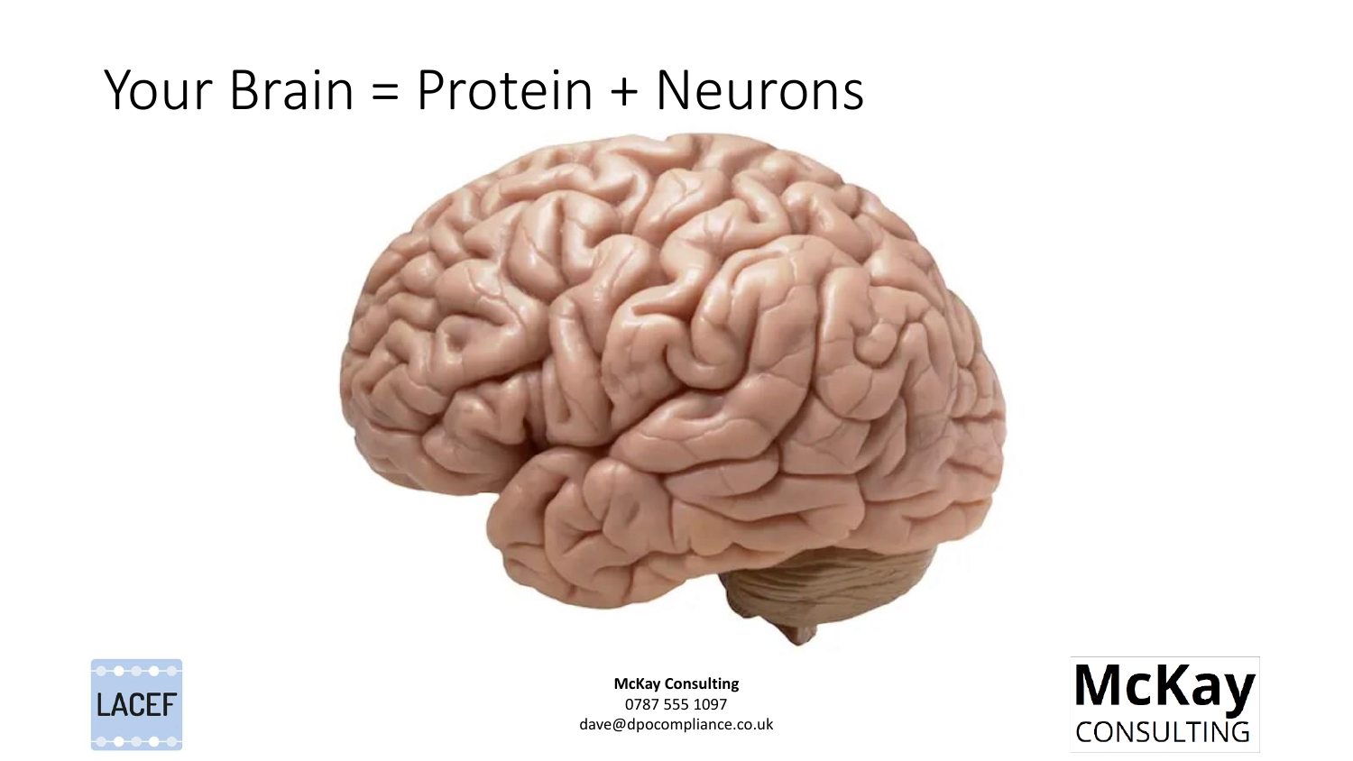# Your Brain = Protein + Neurons

**McKay Consulting**
0787 555 1097
dave@dpocompliance.co.uk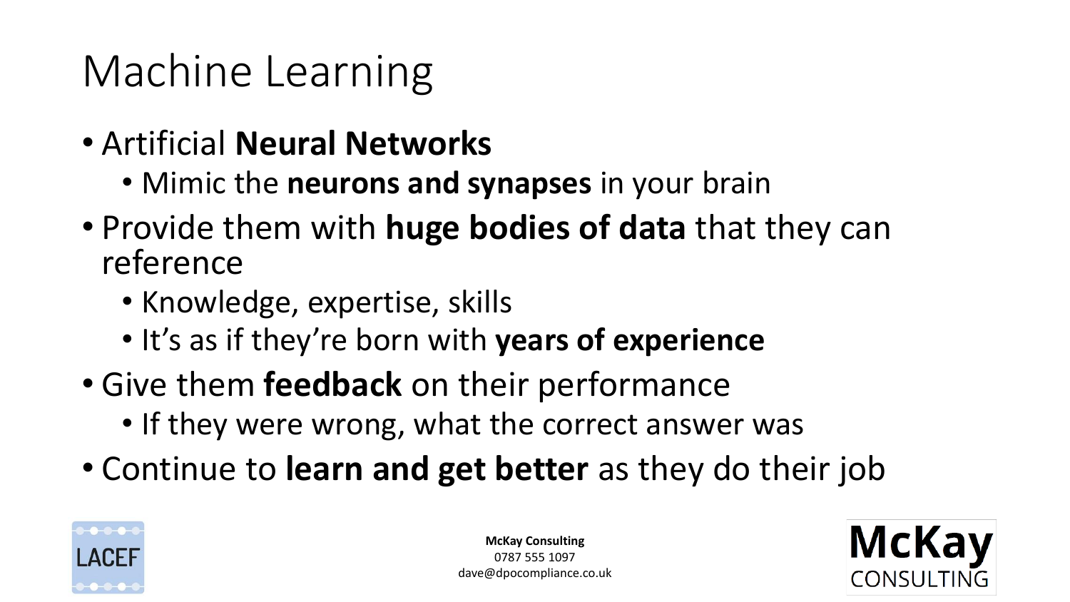# Machine Learning

- Artificial **Neural Networks**
  - Mimic the **neurons and synapses** in your brain
- Provide them with **huge bodies of data** that they can reference
  - Knowledge, expertise, skills
  - It's as if they're born with **years of experience**
- Give them **feedback** on their performance
  - If they were wrong, what the correct answer was
- Continue to **learn and get better** as they do their job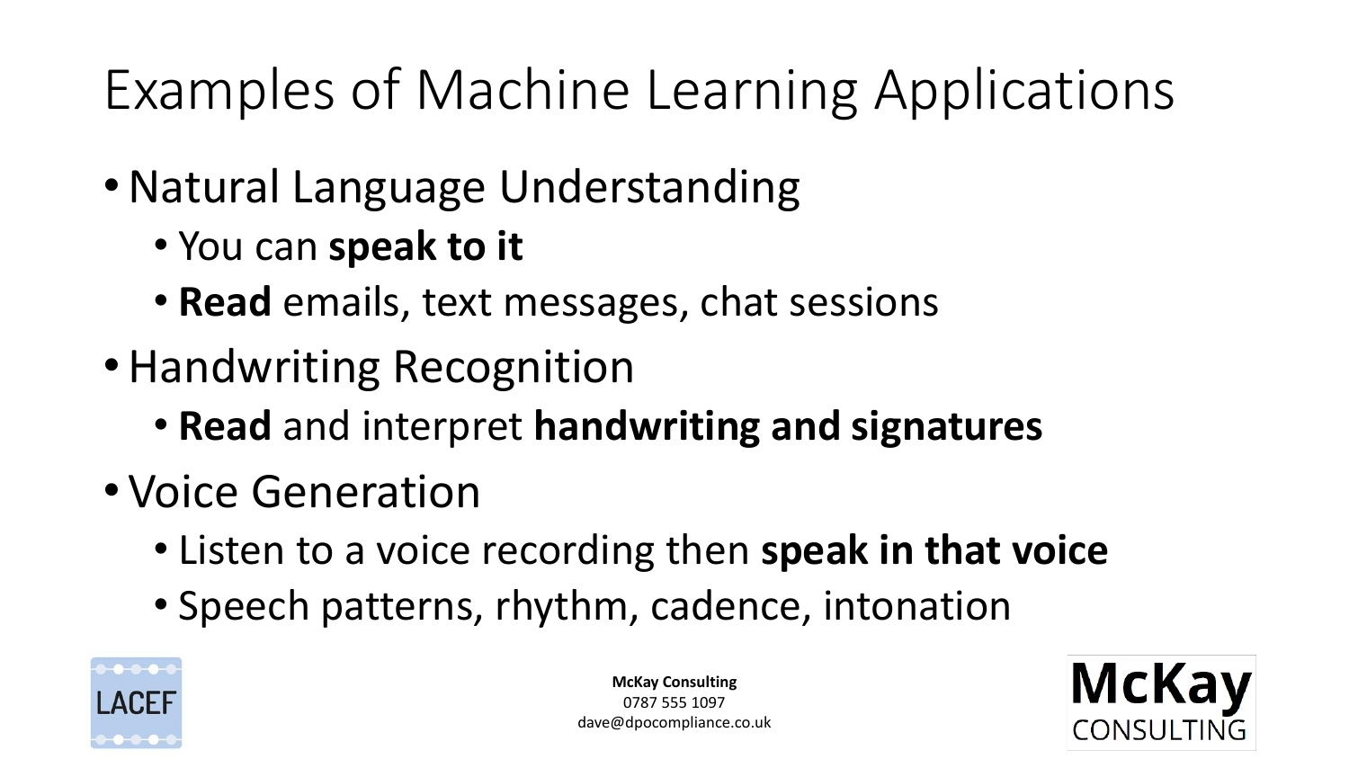# Examples of Machine Learning Applications

- Natural Language Understanding
  - You can **speak to it**
  - **Read** emails, text messages, chat sessions
- Handwriting Recognition
  - **Read** and interpret **handwriting and signatures**
- Voice Generation
  - Listen to a voice recording then **speak in that voice**
  - Speech patterns, rhythm, cadence, intonation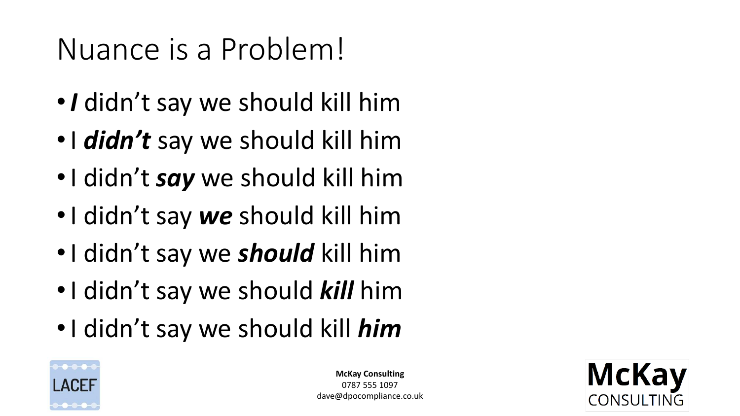# Nuance is a Problem!

- ***I*** didn't say we should kill him
- I ***didn't*** say we should kill him
- I didn't ***say*** we should kill him
- I didn't say ***we*** should kill him
- I didn't say we ***should*** kill him
- I didn't say we should ***kill*** him
- I didn't say we should kill ***him***

LACEF

**McKay Consulting**
0787 555 1097
dave@dpocompliance.co.uk

McKay CONSULTING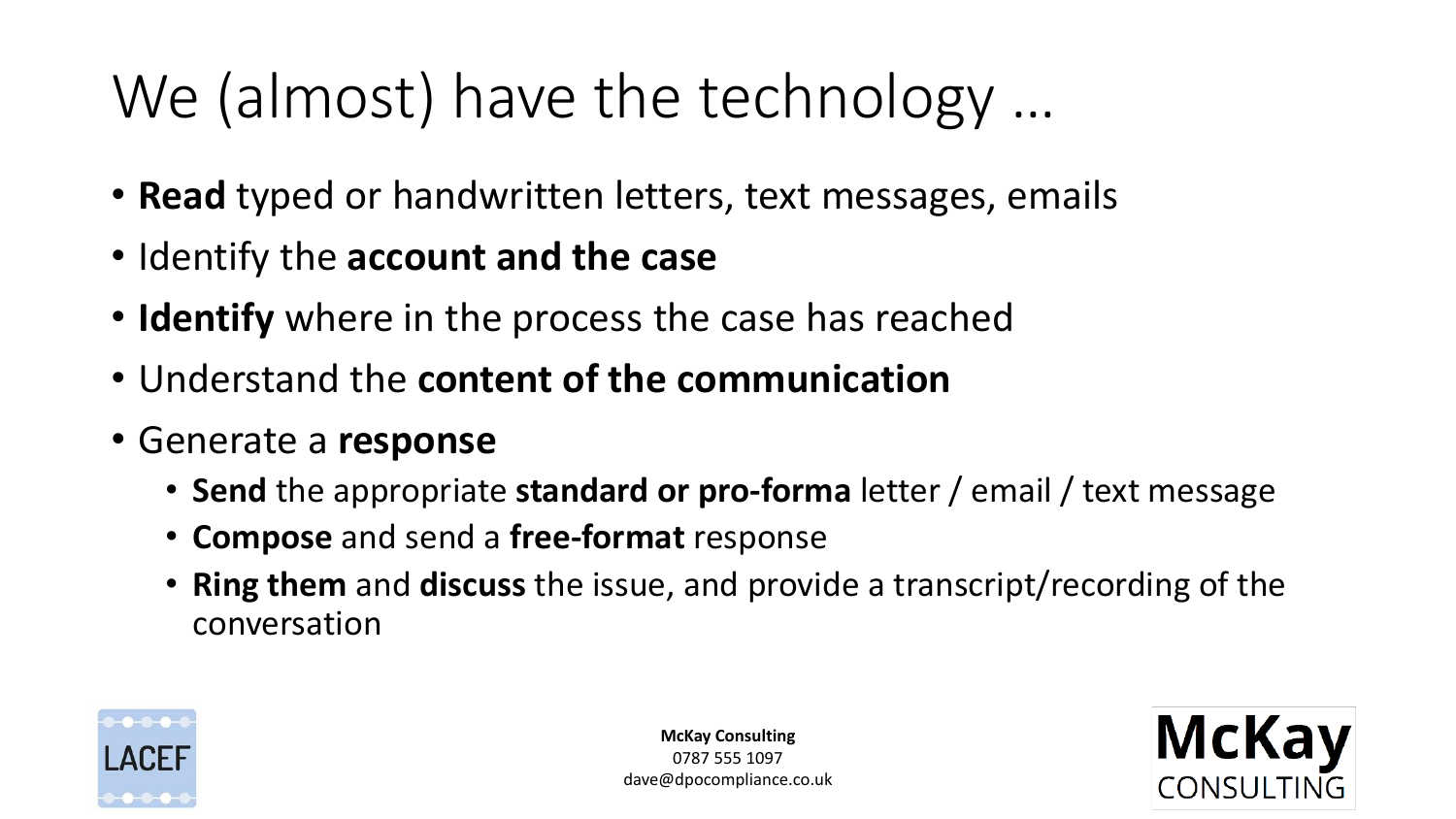# We (almost) have the technology …

- **Read** typed or handwritten letters, text messages, emails
- Identify the **account and the case**
- **Identify** where in the process the case has reached
- Understand the **content of the communication**
- Generate a **response**
  - **Send** the appropriate **standard or pro-forma** letter / email / text message
  - **Compose** and send a **free-format** response
  - **Ring them** and **discuss** the issue, and provide a transcript/recording of the conversation

**McKay Consulting**
0787 555 1097
dave@dpocompliance.co.uk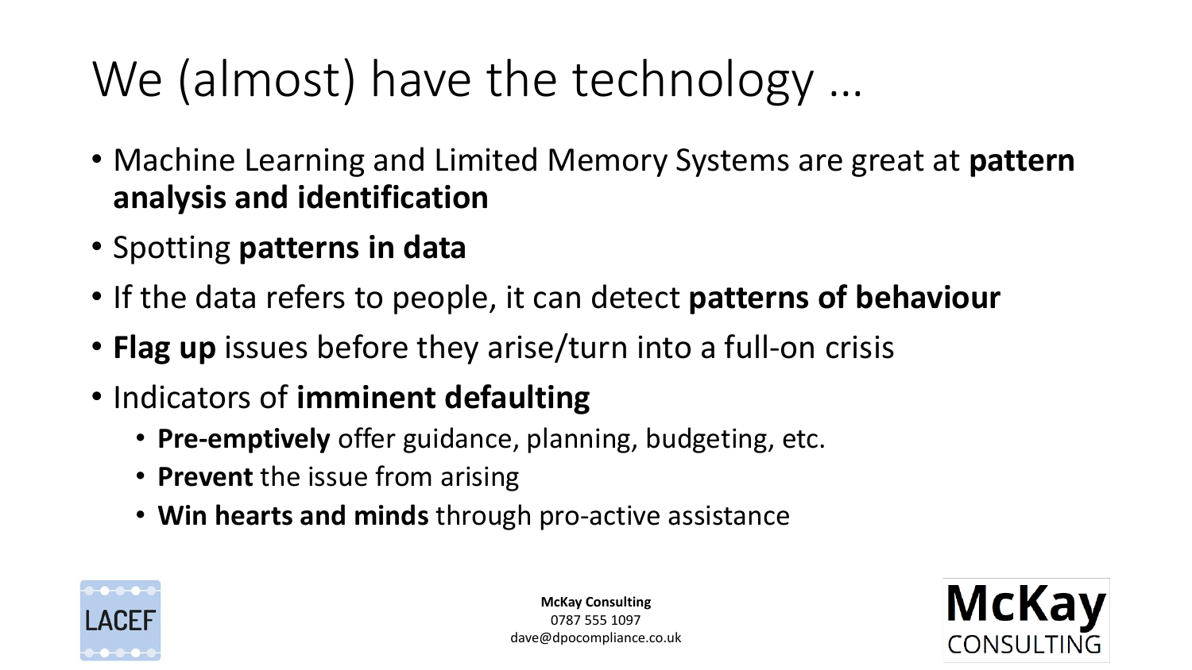# We (almost) have the technology …

- Machine Learning and Limited Memory Systems are great at **pattern analysis and identification**
- Spotting **patterns in data**
- If the data refers to people, it can detect **patterns of behaviour**
- **Flag up** issues before they arise/turn into a full-on crisis
- Indicators of **imminent defaulting**
  - **Pre-emptively** offer guidance, planning, budgeting, etc.
  - **Prevent** the issue from arising
  - **Win hearts and minds** through pro-active assistance

LACEF

**McKay Consulting**
0787 555 1097
dave@dpocompliance.co.uk

McKay CONSULTING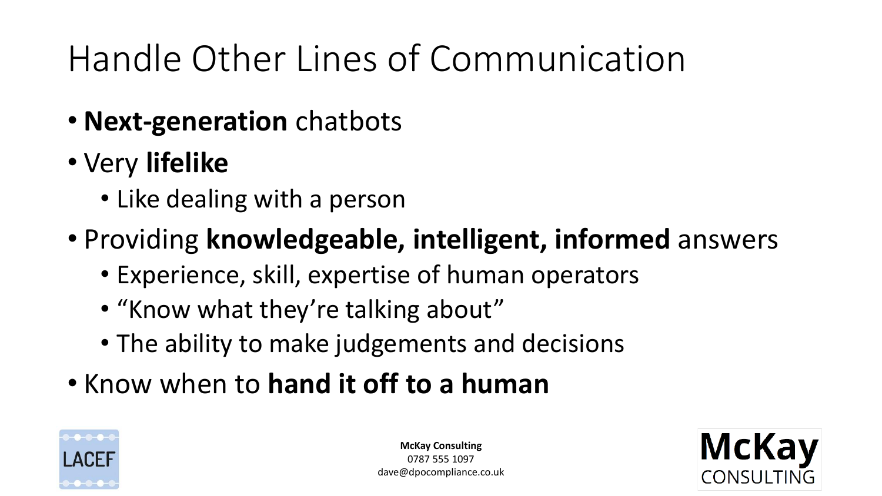# Handle Other Lines of Communication

- **Next-generation** chatbots
- Very **lifelike**
  - Like dealing with a person
- Providing **knowledgeable, intelligent, informed** answers
  - Experience, skill, expertise of human operators
  - "Know what they're talking about"
  - The ability to make judgements and decisions
- Know when to **hand it off to a human**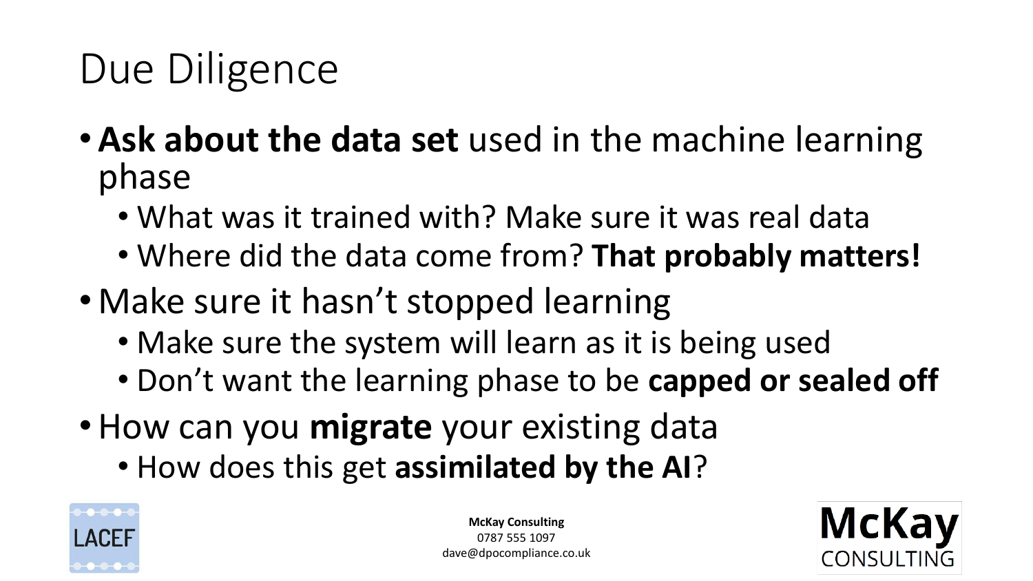# Due Diligence

- **Ask about the data set** used in the machine learning phase
  - What was it trained with? Make sure it was real data
  - Where did the data come from? **That probably matters!**
- Make sure it hasn't stopped learning
  - Make sure the system will learn as it is being used
  - Don't want the learning phase to be **capped or sealed off**
- How can you **migrate** your existing data
  - How does this get **assimilated by the AI**?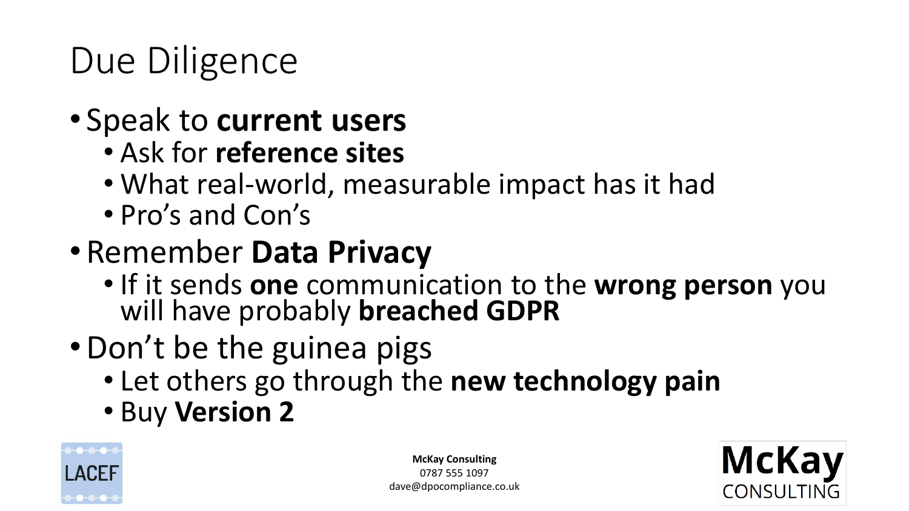# Due Diligence

- Speak to **current users**
  - Ask for **reference sites**
  - What real-world, measurable impact has it had
  - Pro's and Con's
- Remember **Data Privacy**
  - If it sends **one** communication to the **wrong person** you will have probably **breached GDPR**
- Don't be the guinea pigs
  - Let others go through the **new technology pain**
  - Buy **Version 2**

**McKay Consulting**
0787 555 1097
dave@dpocompliance.co.uk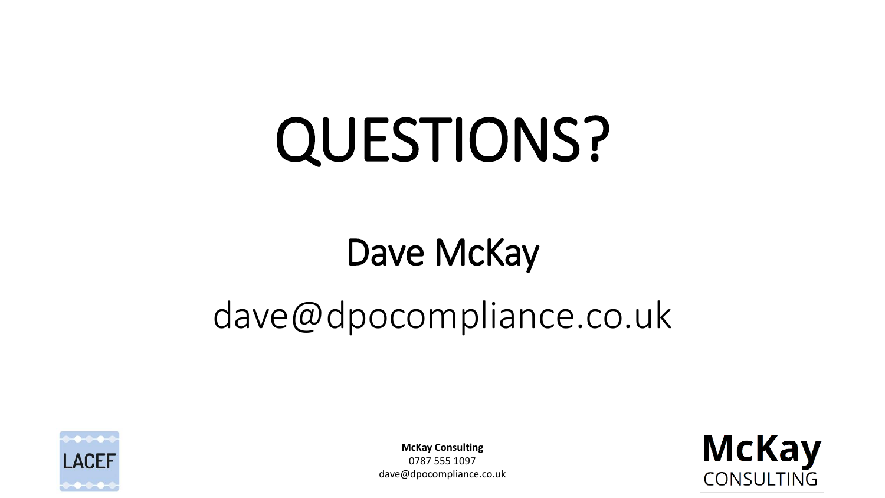# QUESTIONS?

## Dave McKay

dave@dpocompliance.co.uk

LACEF

**McKay Consulting**
0787 555 1097
dave@dpocompliance.co.uk

McKay CONSULTING